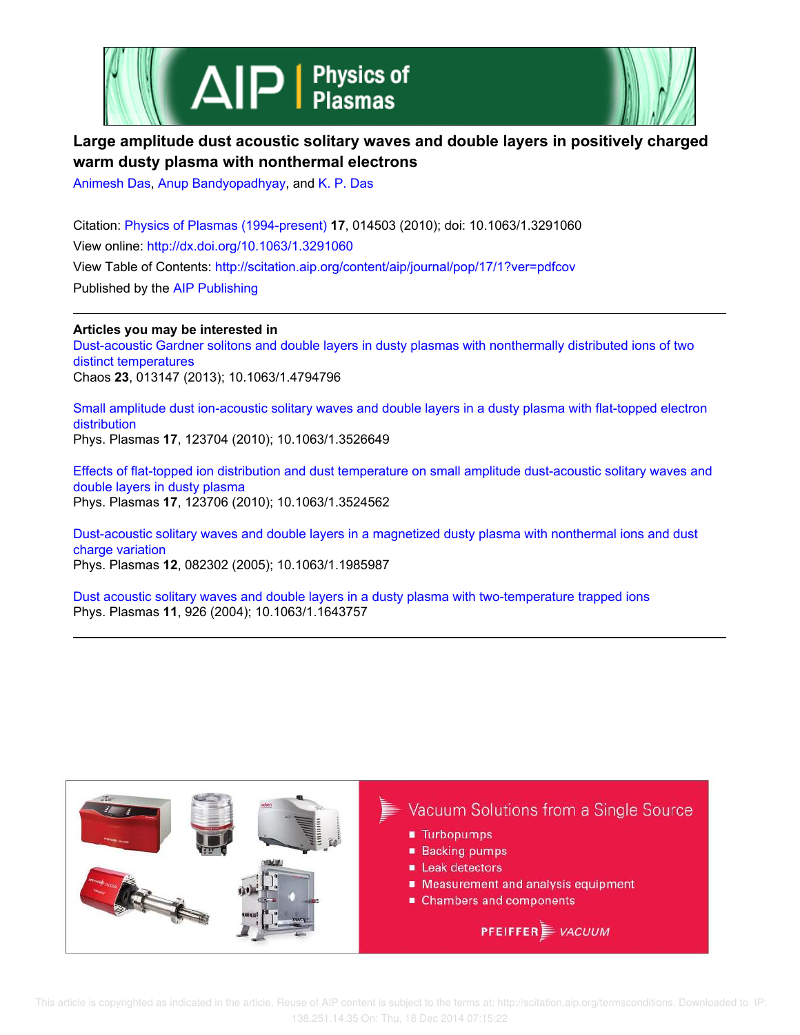# Large amplitude dust acoustic solitary waves and double layers in positively charged warm dusty plasma with nonthermal electrons

Animesh Das, Anup Bandyopadhyay, and K. P. Das

Citation: Physics of Plasmas (1994-present) **17**, 014503 (2010); doi: 10.1063/1.3291060

View online: http://dx.doi.org/10.1063/1.3291060

View Table of Contents: http://scitation.aip.org/content/aip/journal/pop/17/1?ver=pdfcov

Published by the AIP Publishing

---

**Articles you may be interested in**

Dust-acoustic Gardner solitons and double layers in dusty plasmas with nonthermally distributed ions of two distinct temperatures
Chaos **23**, 013147 (2013); 10.1063/1.4794796

Small amplitude dust ion-acoustic solitary waves and double layers in a dusty plasma with flat-topped electron distribution
Phys. Plasmas **17**, 123704 (2010); 10.1063/1.3526649

Effects of flat-topped ion distribution and dust temperature on small amplitude dust-acoustic solitary waves and double layers in dusty plasma
Phys. Plasmas **17**, 123706 (2010); 10.1063/1.3524562

Dust-acoustic solitary waves and double layers in a magnetized dusty plasma with nonthermal ions and dust charge variation
Phys. Plasmas **12**, 082302 (2005); 10.1063/1.1985987

Dust acoustic solitary waves and double layers in a dusty plasma with two-temperature trapped ions
Phys. Plasmas **11**, 926 (2004); 10.1063/1.1643757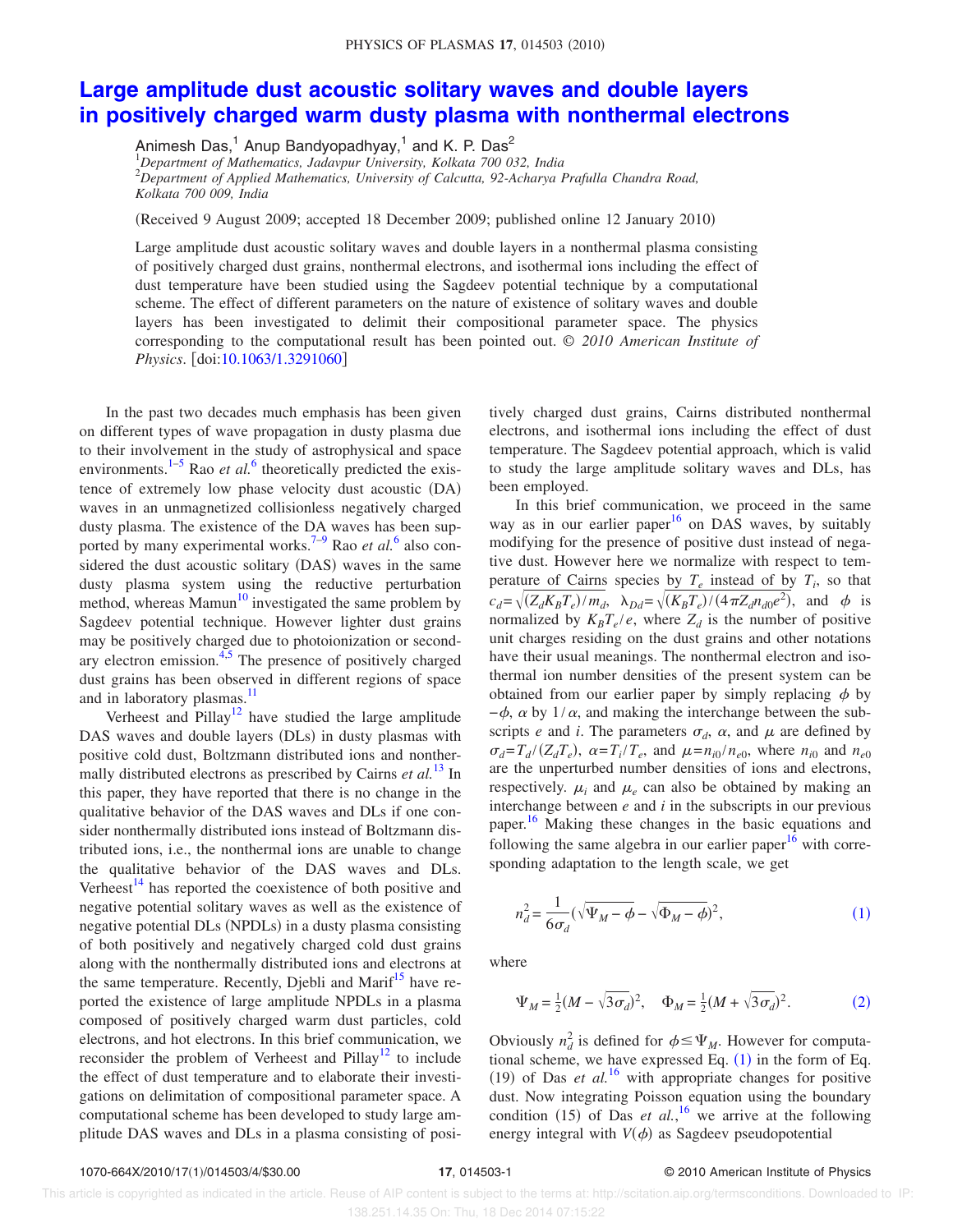# Large amplitude dust acoustic solitary waves and double layers in positively charged warm dusty plasma with nonthermal electrons

Animesh Das,[1] Anup Bandyopadhyay,[1] and K. P. Das[2]

[1]*Department of Mathematics, Jadavpur University, Kolkata 700 032, India*
[2]*Department of Applied Mathematics, University of Calcutta, 92-Acharya Prafulla Chandra Road, Kolkata 700 009, India*

(Received 9 August 2009; accepted 18 December 2009; published online 12 January 2010)

Large amplitude dust acoustic solitary waves and double layers in a nonthermal plasma consisting of positively charged dust grains, nonthermal electrons, and isothermal ions including the effect of dust temperature have been studied using the Sagdeev potential technique by a computational scheme. The effect of different parameters on the nature of existence of solitary waves and double layers has been investigated to delimit their compositional parameter space. The physics corresponding to the computational result has been pointed out. © *2010 American Institute of Physics*. [doi:10.1063/1.3291060]

In the past two decades much emphasis has been given on different types of wave propagation in dusty plasma due to their involvement in the study of astrophysical and space environments.[1–5] Rao *et al.*[6] theoretically predicted the existence of extremely low phase velocity dust acoustic (DA) waves in an unmagnetized collisionless negatively charged dusty plasma. The existence of the DA waves has been supported by many experimental works.[7–9] Rao *et al.*[6] also considered the dust acoustic solitary (DAS) waves in the same dusty plasma system using the reductive perturbation method, whereas Mamun[10] investigated the same problem by Sagdeev potential technique. However lighter dust grains may be positively charged due to photoionization or secondary electron emission.[4,5] The presence of positively charged dust grains has been observed in different regions of space and in laboratory plasmas.[11]

Verheest and Pillay[12] have studied the large amplitude DAS waves and double layers (DLs) in dusty plasmas with positive cold dust, Boltzmann distributed ions and nonthermally distributed electrons as prescribed by Cairns *et al.*[13] In this paper, they have reported that there is no change in the qualitative behavior of the DAS waves and DLs if one consider nonthermally distributed ions instead of Boltzmann distributed ions, i.e., the nonthermal ions are unable to change the qualitative behavior of the DAS waves and DLs. Verheest[14] has reported the coexistence of both positive and negative potential solitary waves as well as the existence of negative potential DLs (NPDLs) in a dusty plasma consisting of both positively and negatively charged cold dust grains along with the nonthermally distributed ions and electrons at the same temperature. Recently, Djebli and Marif[15] have reported the existence of large amplitude NPDLs in a plasma composed of positively charged warm dust particles, cold electrons, and hot electrons. In this brief communication, we reconsider the problem of Verheest and Pillay[12] to include the effect of dust temperature and to elaborate their investigations on delimitation of compositional parameter space. A computational scheme has been developed to study large amplitude DAS waves and DLs in a plasma consisting of positively charged dust grains, Cairns distributed nonthermal electrons, and isothermal ions including the effect of dust temperature. The Sagdeev potential approach, which is valid to study the large amplitude solitary waves and DLs, has been employed.

In this brief communication, we proceed in the same way as in our earlier paper[16] on DAS waves, by suitably modifying for the presence of positive dust instead of negative dust. However here we normalize with respect to temperature of Cairns species by $T_e$ instead of by $T_i$, so that $c_d=\sqrt{(Z_d K_B T_e)/m_d}$, $\lambda_{Dd}=\sqrt{(K_B T_e)/(4\pi Z_d n_{d0} e^2)}$, and $\phi$ is normalized by $K_B T_e/e$, where $Z_d$ is the number of positive unit charges residing on the dust grains and other notations have their usual meanings. The nonthermal electron and isothermal ion number densities of the present system can be obtained from our earlier paper by simply replacing $\phi$ by $-\phi$, $\alpha$ by $1/\alpha$, and making the interchange between the subscripts $e$ and $i$. The parameters $\sigma_d$, $\alpha$, and $\mu$ are defined by $\sigma_d=T_d/(Z_d T_e)$, $\alpha=T_i/T_e$, and $\mu=n_{i0}/n_{e0}$, where $n_{i0}$ and $n_{e0}$ are the unperturbed number densities of ions and electrons, respectively. $\mu_i$ and $\mu_e$ can also be obtained by making an interchange between $e$ and $i$ in the subscripts in our previous paper.[16] Making these changes in the basic equations and following the same algebra in our earlier paper[16] with corresponding adaptation to the length scale, we get

$$n_d^2=\frac{1}{6\sigma_d}\left(\sqrt{\Psi_M-\phi}-\sqrt{\Phi_M-\phi}\right)^2, \tag{1}$$

where

$$\Psi_M=\tfrac{1}{2}(M-\sqrt{3\sigma_d})^2, \quad \Phi_M=\tfrac{1}{2}(M+\sqrt{3\sigma_d})^2. \tag{2}$$

Obviously $n_d^2$ is defined for $\phi\leq\Psi_M$. However for computational scheme, we have expressed Eq. (1) in the form of Eq. (19) of Das *et al.*[16] with appropriate changes for positive dust. Now integrating Poisson equation using the boundary condition (15) of Das *et al.*,[16] we arrive at the following energy integral with $V(\phi)$ as Sagdeev pseudopotential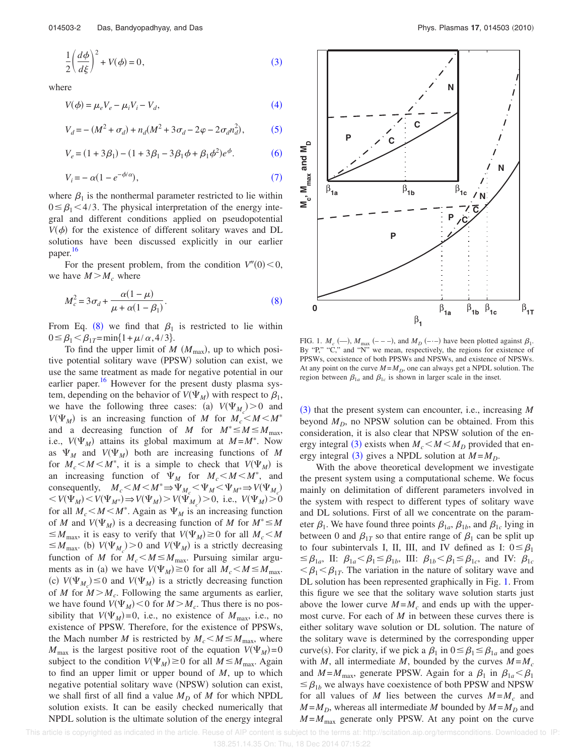$$\frac{1}{2}\left(\frac{d\phi}{d\xi}\right)^2 + V(\phi) = 0, \tag{3}$$

where

$$V(\phi) = \mu_e V_e - \mu_i V_i - V_d, \tag{4}$$

$$V_d = -(M^2 + \sigma_d) + n_d(M^2 + 3\sigma_d - 2\varphi - 2\sigma_d n_d^2), \tag{5}$$

$$V_e = (1 + 3\beta_1) - (1 + 3\beta_1 - 3\beta_1\phi + \beta_1\phi^2)e^{\phi}. \tag{6}$$

$$V_i = -\alpha(1 - e^{-\phi/\alpha}), \tag{7}$$

where $\beta_1$ is the nonthermal parameter restricted to lie within $0 \leq \beta_1 < 4/3$. The physical interpretation of the energy integral and different conditions applied on pseudopotential $V(\phi)$ for the existence of different solitary waves and DL solutions have been discussed explicitly in our earlier paper.[16]

For the present problem, from the condition $V''(0) < 0$, we have $M > M_c$ where

$$M_c^2 = 3\sigma_d + \frac{\alpha(1-\mu)}{\mu + \alpha(1-\beta_1)}. \tag{8}$$

From Eq. (8) we find that $\beta_1$ is restricted to lie within $0 \leq \beta_1 < \beta_{1T} = \min\{1 + \mu/\alpha, 4/3\}$.

To find the upper limit of $M$ ($M_{max}$), up to which positive potential solitary wave (PPSW) solution can exist, we use the same treatment as made for negative potential in our earlier paper.[16] However for the present dusty plasma system, depending on the behavior of $V(\Psi_M)$ with respect to $\beta_1$, we have the following three cases: (a) $V(\Psi_{M_c}) > 0$ and $V(\Psi_M)$ is an increasing function of $M$ for $M_c < M < M^*$ and a decreasing function of $M$ for $M^* \leq M \leq M_{max}$, i.e., $V(\Psi_M)$ attains its global maximum at $M = M^*$. Now as $\Psi_M$ and $V(\Psi_M)$ both are increasing functions of $M$ for $M_c < M < M^*$, it is a simple to check that $V(\Psi_M)$ is an increasing function of $\Psi_M$ for $M_c < M < M^*$, and consequently, $M_c < M < M^* \Rightarrow \Psi_{M_c} < \Psi_M < \Psi_{M^*} \Rightarrow V(\Psi_{M_c}) < V(\Psi_M) < V(\Psi_{M^*}) \Rightarrow V(\Psi_M) > V(\Psi_{M_c}) > 0$, i.e., $V(\Psi_M) > 0$ for all $M_c < M < M^*$. Again as $\Psi_M$ is an increasing function of $M$ and $V(\Psi_M)$ is a decreasing function of $M$ for $M^* \leq M \leq M_{max}$, it is easy to verify that $V(\Psi_M) \geq 0$ for all $M_c < M \leq M_{max}$. (b) $V(\Psi_{M_c}) > 0$ and $V(\Psi_M)$ is a strictly decreasing function of $M$ for $M_c < M \leq M_{max}$. Pursuing similar arguments as in (a) we have $V(\Psi_M) \geq 0$ for all $M_c < M \leq M_{max}$. (c) $V(\Psi_{M_c}) \leq 0$ and $V(\Psi_M)$ is a strictly decreasing function of $M$ for $M > M_c$. Following the same arguments as earlier, we have found $V(\Psi_M) < 0$ for $M > M_c$. Thus there is no possibility that $V(\Psi_M) = 0$, i.e., no existence of $M_{max}$, i.e., no existence of PPSW. Therefore, for the existence of PPSWs, the Mach number $M$ is restricted by $M_c < M \leq M_{max}$, where $M_{max}$ is the largest positive root of the equation $V(\Psi_M) = 0$ subject to the condition $V(\Psi_M) \geq 0$ for all $M \leq M_{max}$. Again to find an upper limit or upper bound of $M$, up to which negative potential solitary wave (NPSW) solution can exist, we shall first of all find a value $M_D$ of $M$ for which NPDL solution exists. It can be easily checked numerically that NPDL solution is the ultimate solution of the energy integral (3) that the present system can encounter, i.e., increasing $M$ beyond $M_D$, no NPSW solution can be obtained. From this consideration, it is also clear that NPSW solution of the energy integral (3) exists when $M_c < M < M_D$ provided that energy integral (3) gives a NPDL solution at $M = M_D$.

FIG. 1. $M_c$ (—), $M_{max}$ (– – –), and $M_D$ (–·–) have been plotted against $\beta_1$. By "P," "C," and "N" we mean, respectively, the regions for existence of PPSWs, coexistence of both PPSWs and NPSWs, and existence of NPSWs. At any point on the curve $M = M_D$, one can always get a NPDL solution. The region between $\beta_{1a}$ and $\beta_{1c}$ is shown in larger scale in the inset.

With the above theoretical development we investigate the present system using a computational scheme. We focus mainly on delimitation of different parameters involved in the system with respect to different types of solitary wave and DL solutions. First of all we concentrate on the parameter $\beta_1$. We have found three points $\beta_{1a}$, $\beta_{1b}$, and $\beta_{1c}$ lying in between 0 and $\beta_{1T}$ so that entire range of $\beta_1$ can be split up to four subintervals I, II, III, and IV defined as I: $0 \leq \beta_1 \leq \beta_{1a}$, II: $\beta_{1a} < \beta_1 \leq \beta_{1b}$, III: $\beta_{1b} < \beta_1 \leq \beta_{1c}$, and IV: $\beta_{1c} < \beta_1 < \beta_{1T}$. The variation in the nature of solitary wave and DL solution has been represented graphically in Fig. 1. From this figure we see that the solitary wave solution starts just above the lower curve $M = M_c$ and ends up with the uppermost curve. For each of $M$ in between these curves there is either solitary wave solution or DL solution. The nature of the solitary wave is determined by the corresponding upper curve(s). For clarity, if we pick a $\beta_1$ in $0 \leq \beta_1 \leq \beta_{1a}$ and goes with $M$, all intermediate $M$, bounded by the curves $M = M_c$ and $M = M_{max}$, generate PPSW. Again for a $\beta_1$ in $\beta_{1a} < \beta_1 \leq \beta_{1b}$ we always have coexistence of both PPSW and NPSW for all values of $M$ lies between the curves $M = M_c$ and $M = M_D$, whereas all intermediate $M$ bounded by $M = M_D$ and $M = M_{max}$ generate only PPSW. At any point on the curve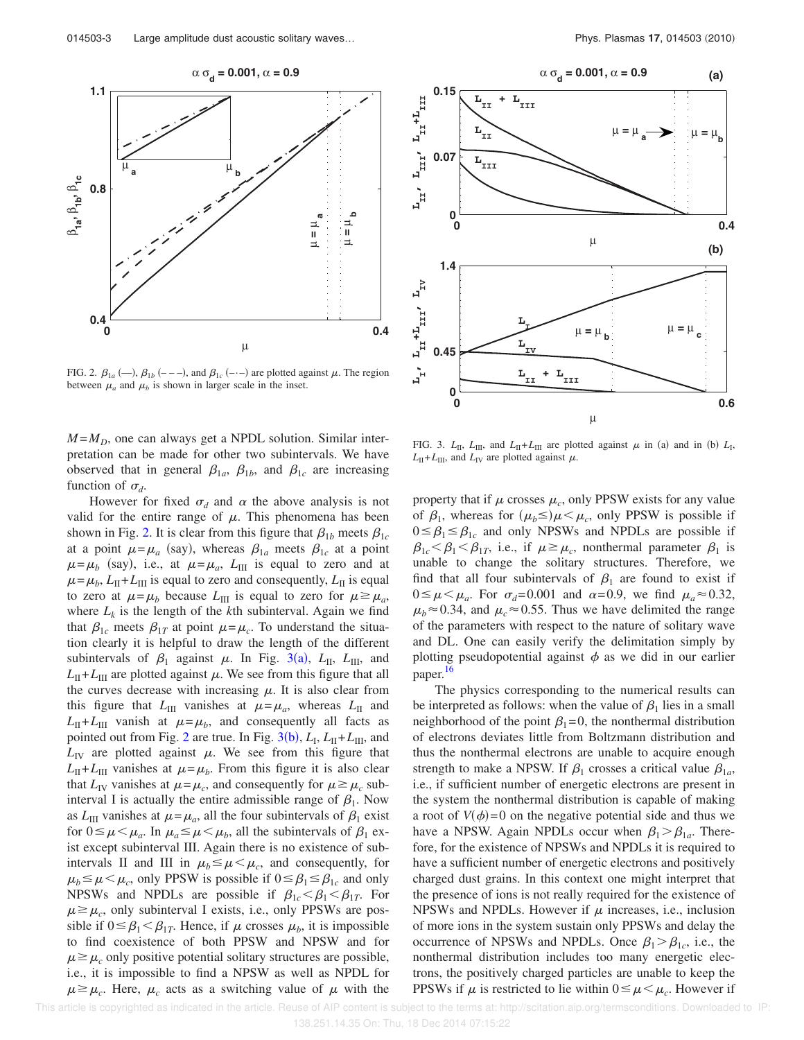$M=M_D$, one can always get a NPDL solution. Similar interpretation can be made for other two subintervals. We have observed that in general $\beta_{1a}$, $\beta_{1b}$, and $\beta_{1c}$ are increasing function of $\sigma_d$.

However for fixed $\sigma_d$ and $\alpha$ the above analysis is not valid for the entire range of $\mu$. This phenomena has been shown in Fig. 2. It is clear from this figure that $\beta_{1b}$ meets $\beta_{1c}$ at a point $\mu=\mu_a$ (say), whereas $\beta_{1a}$ meets $\beta_{1c}$ at a point $\mu=\mu_b$ (say), i.e., at $\mu=\mu_a$, $L_{\mathrm{III}}$ is equal to zero and at $\mu=\mu_b$, $L_{\mathrm{II}}+L_{\mathrm{III}}$ is equal to zero and consequently, $L_{\mathrm{II}}$ is equal to zero at $\mu=\mu_b$ because $L_{\mathrm{III}}$ is equal to zero for $\mu\geq\mu_a$, where $L_k$ is the length of the $k$th subinterval. Again we find that $\beta_{1c}$ meets $\beta_{1T}$ at point $\mu=\mu_c$. To understand the situation clearly it is helpful to draw the length of the different subintervals of $\beta_1$ against $\mu$. In Fig. 3(a), $L_{\mathrm{II}}$, $L_{\mathrm{III}}$, and $L_{\mathrm{II}}+L_{\mathrm{III}}$ are plotted against $\mu$. We see from this figure that all the curves decrease with increasing $\mu$. It is also clear from this figure that $L_{\mathrm{III}}$ vanishes at $\mu=\mu_a$, whereas $L_{\mathrm{II}}$ and $L_{\mathrm{II}}+L_{\mathrm{III}}$ vanish at $\mu=\mu_b$, and consequently all facts as pointed out from Fig. 2 are true. In Fig. 3(b), $L_{\mathrm{I}}$, $L_{\mathrm{II}}+L_{\mathrm{III}}$, and $L_{\mathrm{IV}}$ are plotted against $\mu$. We see from this figure that $L_{\mathrm{II}}+L_{\mathrm{III}}$ vanishes at $\mu=\mu_b$. From this figure it is also clear that $L_{\mathrm{IV}}$ vanishes at $\mu=\mu_c$, and consequently for $\mu\geq\mu_c$ subinterval I is actually the entire admissible range of $\beta_1$. Now as $L_{\mathrm{III}}$ vanishes at $\mu=\mu_a$, all the four subintervals of $\beta_1$ exist for $0\leq\mu<\mu_a$. In $\mu_a\leq\mu<\mu_b$, all the subintervals of $\beta_1$ exist except subinterval III. Again there is no existence of subintervals II and III in $\mu_b\leq\mu<\mu_c$, and consequently, for $\mu_b\leq\mu<\mu_c$, only PPSW is possible if $0\leq\beta_1\leq\beta_{1c}$ and only NPSWs and NPDLs are possible if $\beta_{1c}<\beta_1<\beta_{1T}$. For $\mu\geq\mu_c$, only subinterval I exists, i.e., only PPSWs are possible if $0\leq\beta_1<\beta_{1T}$. Hence, if $\mu$ crosses $\mu_b$, it is impossible to find coexistence of both PPSW and NPSW and for $\mu\geq\mu_c$ only positive potential solitary structures are possible, i.e., it is impossible to find a NPSW as well as NPDL for $\mu\geq\mu_c$. Here, $\mu_c$ acts as a switching value of $\mu$ with the property that if $\mu$ crosses $\mu_c$, only PPSW exists for any value of $\beta_1$, whereas for $(\mu_b\leq)\mu<\mu_c$, only PPSW is possible if $0\leq\beta_1\leq\beta_{1c}$ and only NPSWs and NPDLs are possible if $\beta_{1c}<\beta_1<\beta_{1T}$, i.e., if $\mu\geq\mu_c$, nonthermal parameter $\beta_1$ is unable to change the solitary structures. Therefore, we find that all four subintervals of $\beta_1$ are found to exist if $0\leq\mu<\mu_a$. For $\sigma_d=0.001$ and $\alpha=0.9$, we find $\mu_a\approx 0.32$, $\mu_b\approx 0.34$, and $\mu_c\approx 0.55$. Thus we have delimited the range of the parameters with respect to the nature of solitary wave and DL. One can easily verify the delimitation simply by plotting pseudopotential against $\phi$ as we did in our earlier paper.[16]

FIG. 2. $\beta_{1a}$ (—), $\beta_{1b}$ (– – –), and $\beta_{1c}$ (–·–) are plotted against $\mu$. The region between $\mu_a$ and $\mu_b$ is shown in larger scale in the inset.

FIG. 3. $L_{\mathrm{II}}$, $L_{\mathrm{III}}$, and $L_{\mathrm{II}}+L_{\mathrm{III}}$ are plotted against $\mu$ in (a) and in (b) $L_{\mathrm{I}}$, $L_{\mathrm{II}}+L_{\mathrm{III}}$, and $L_{\mathrm{IV}}$ are plotted against $\mu$.

The physics corresponding to the numerical results can be interpreted as follows: when the value of $\beta_1$ lies in a small neighborhood of the point $\beta_1=0$, the nonthermal distribution of electrons deviates little from Boltzmann distribution and thus the nonthermal electrons are unable to acquire enough strength to make a NPSW. If $\beta_1$ crosses a critical value $\beta_{1a}$, i.e., if sufficient number of energetic electrons are present in the system the nonthermal distribution is capable of making a root of $V(\phi)=0$ on the negative potential side and thus we have a NPSW. Again NPDLs occur when $\beta_1>\beta_{1a}$. Therefore, for the existence of NPSWs and NPDLs it is required to have a sufficient number of energetic electrons and positively charged dust grains. In this context one might interpret that the presence of ions is not really required for the existence of NPSWs and NPDLs. However if $\mu$ increases, i.e., inclusion of more ions in the system sustain only PPSWs and delay the occurrence of NPSWs and NPDLs. Once $\beta_1>\beta_{1c}$, i.e., the nonthermal distribution includes too many energetic electrons, the positively charged particles are unable to keep the PPSWs if $\mu$ is restricted to lie within $0\leq\mu<\mu_c$. However if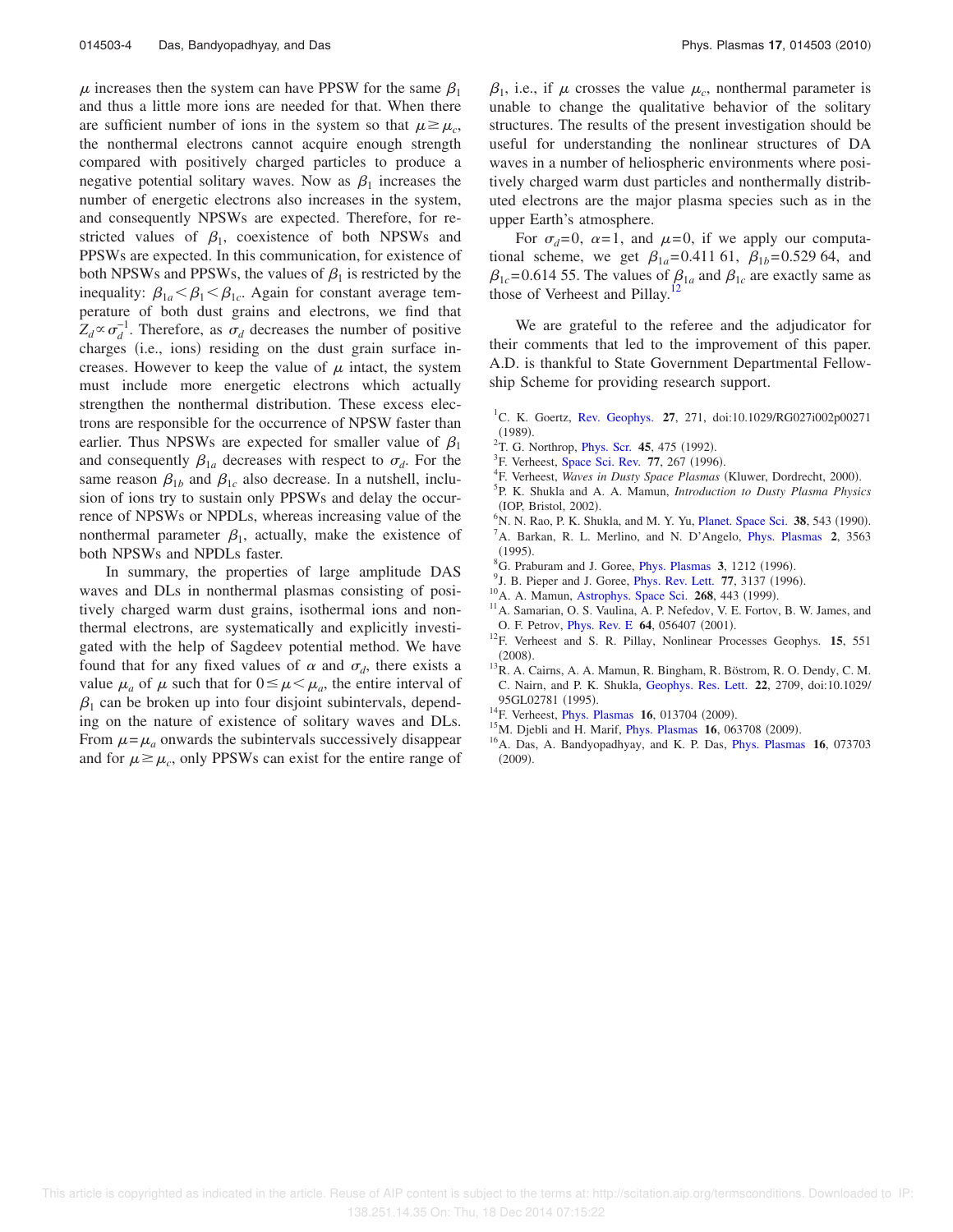$\mu$ increases then the system can have PPSW for the same $\beta_1$ and thus a little more ions are needed for that. When there are sufficient number of ions in the system so that $\mu \geq \mu_c$, the nonthermal electrons cannot acquire enough strength compared with positively charged particles to produce a negative potential solitary waves. Now as $\beta_1$ increases the number of energetic electrons also increases in the system, and consequently NPSWs are expected. Therefore, for restricted values of $\beta_1$, coexistence of both NPSWs and PPSWs are expected. In this communication, for existence of both NPSWs and PPSWs, the values of $\beta_1$ is restricted by the inequality: $\beta_{1a} < \beta_1 < \beta_{1c}$. Again for constant average temperature of both dust grains and electrons, we find that $Z_d \propto \sigma_d^{-1}$. Therefore, as $\sigma_d$ decreases the number of positive charges (i.e., ions) residing on the dust grain surface increases. However to keep the value of $\mu$ intact, the system must include more energetic electrons which actually strengthen the nonthermal distribution. These excess electrons are responsible for the occurrence of NPSW faster than earlier. Thus NPSWs are expected for smaller value of $\beta_1$ and consequently $\beta_{1a}$ decreases with respect to $\sigma_d$. For the same reason $\beta_{1b}$ and $\beta_{1c}$ also decrease. In a nutshell, inclusion of ions try to sustain only PPSWs and delay the occurrence of NPSWs or NPDLs, whereas increasing value of the nonthermal parameter $\beta_1$, actually, make the existence of both NPSWs and NPDLs faster.

In summary, the properties of large amplitude DAS waves and DLs in nonthermal plasmas consisting of positively charged warm dust grains, isothermal ions and nonthermal electrons, are systematically and explicitly investigated with the help of Sagdeev potential method. We have found that for any fixed values of $\alpha$ and $\sigma_d$, there exists a value $\mu_a$ of $\mu$ such that for $0 \leq \mu < \mu_a$, the entire interval of $\beta_1$ can be broken up into four disjoint subintervals, depending on the nature of existence of solitary waves and DLs. From $\mu = \mu_a$ onwards the subintervals successively disappear and for $\mu \geq \mu_c$, only PPSWs can exist for the entire range of $\beta_1$, i.e., if $\mu$ crosses the value $\mu_c$, nonthermal parameter is unable to change the qualitative behavior of the solitary structures. The results of the present investigation should be useful for understanding the nonlinear structures of DA waves in a number of heliospheric environments where positively charged warm dust particles and nonthermally distributed electrons are the major plasma species such as in the upper Earth's atmosphere.

For $\sigma_d = 0$, $\alpha = 1$, and $\mu = 0$, if we apply our computational scheme, we get $\beta_{1a} = 0.411\,61$, $\beta_{1b} = 0.529\,64$, and $\beta_{1c} = 0.614\,55$. The values of $\beta_{1a}$ and $\beta_{1c}$ are exactly same as those of Verheest and Pillay.[12]

We are grateful to the referee and the adjudicator for their comments that led to the improvement of this paper. A.D. is thankful to State Government Departmental Fellowship Scheme for providing research support.

[1] C. K. Goertz, Rev. Geophys. **27**, 271, doi:10.1029/RG027i002p00271 (1989).
[2] T. G. Northrop, Phys. Scr. **45**, 475 (1992).
[3] F. Verheest, Space Sci. Rev. **77**, 267 (1996).
[4] F. Verheest, *Waves in Dusty Space Plasmas* (Kluwer, Dordrecht, 2000).
[5] P. K. Shukla and A. A. Mamun, *Introduction to Dusty Plasma Physics* (IOP, Bristol, 2002).
[6] N. N. Rao, P. K. Shukla, and M. Y. Yu, Planet. Space Sci. **38**, 543 (1990).
[7] A. Barkan, R. L. Merlino, and N. D'Angelo, Phys. Plasmas **2**, 3563 (1995).
[8] G. Praburam and J. Goree, Phys. Plasmas **3**, 1212 (1996).
[9] J. B. Pieper and J. Goree, Phys. Rev. Lett. **77**, 3137 (1996).
[10] A. A. Mamun, Astrophys. Space Sci. **268**, 443 (1999).
[11] A. Samarian, O. S. Vaulina, A. P. Nefedov, V. E. Fortov, B. W. James, and O. F. Petrov, Phys. Rev. E **64**, 056407 (2001).
[12] F. Verheest and S. R. Pillay, Nonlinear Processes Geophys. **15**, 551 (2008).
[13] R. A. Cairns, A. A. Mamun, R. Bingham, R. Böstrom, R. O. Dendy, C. M. C. Nairn, and P. K. Shukla, Geophys. Res. Lett. **22**, 2709, doi:10.1029/95GL02781 (1995).
[14] F. Verheest, Phys. Plasmas **16**, 013704 (2009).
[15] M. Djebli and H. Marif, Phys. Plasmas **16**, 063708 (2009).
[16] A. Das, A. Bandyopadhyay, and K. P. Das, Phys. Plasmas **16**, 073703 (2009).